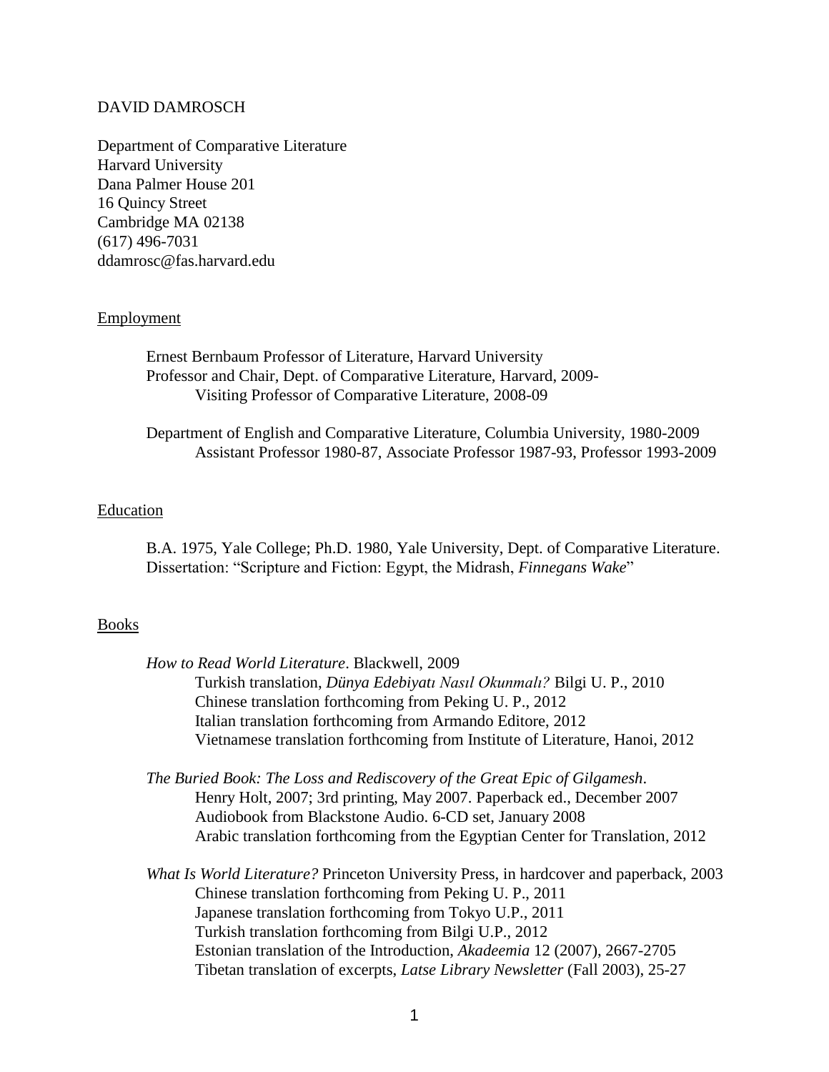DAVID DAMROSCH

Department of Comparative Literature
Harvard University
Dana Palmer House 201
16 Quincy Street
Cambridge MA 02138
(617) 496-7031
ddamrosc@fas.harvard.edu

## Employment

Ernest Bernbaum Professor of Literature, Harvard University
Professor and Chair, Dept. of Comparative Literature, Harvard, 2009-
    Visiting Professor of Comparative Literature, 2008-09

Department of English and Comparative Literature, Columbia University, 1980-2009
    Assistant Professor 1980-87, Associate Professor 1987-93, Professor 1993-2009

## Education

B.A. 1975, Yale College; Ph.D. 1980, Yale University, Dept. of Comparative Literature.
Dissertation: "Scripture and Fiction: Egypt, the Midrash, *Finnegans Wake*"

## Books

*How to Read World Literature*. Blackwell, 2009
    Turkish translation, *Dünya Edebiyatı Nasıl Okunmalı?* Bilgi U. P., 2010
    Chinese translation forthcoming from Peking U. P., 2012
    Italian translation forthcoming from Armando Editore, 2012
    Vietnamese translation forthcoming from Institute of Literature, Hanoi, 2012

*The Buried Book: The Loss and Rediscovery of the Great Epic of Gilgamesh*.
    Henry Holt, 2007; 3rd printing, May 2007. Paperback ed., December 2007
    Audiobook from Blackstone Audio. 6-CD set, January 2008
    Arabic translation forthcoming from the Egyptian Center for Translation, 2012

*What Is World Literature?* Princeton University Press, in hardcover and paperback, 2003
    Chinese translation forthcoming from Peking U. P., 2011
    Japanese translation forthcoming from Tokyo U.P., 2011
    Turkish translation forthcoming from Bilgi U.P., 2012
    Estonian translation of the Introduction, *Akadeemia* 12 (2007), 2667-2705
    Tibetan translation of excerpts, *Latse Library Newsletter* (Fall 2003), 25-27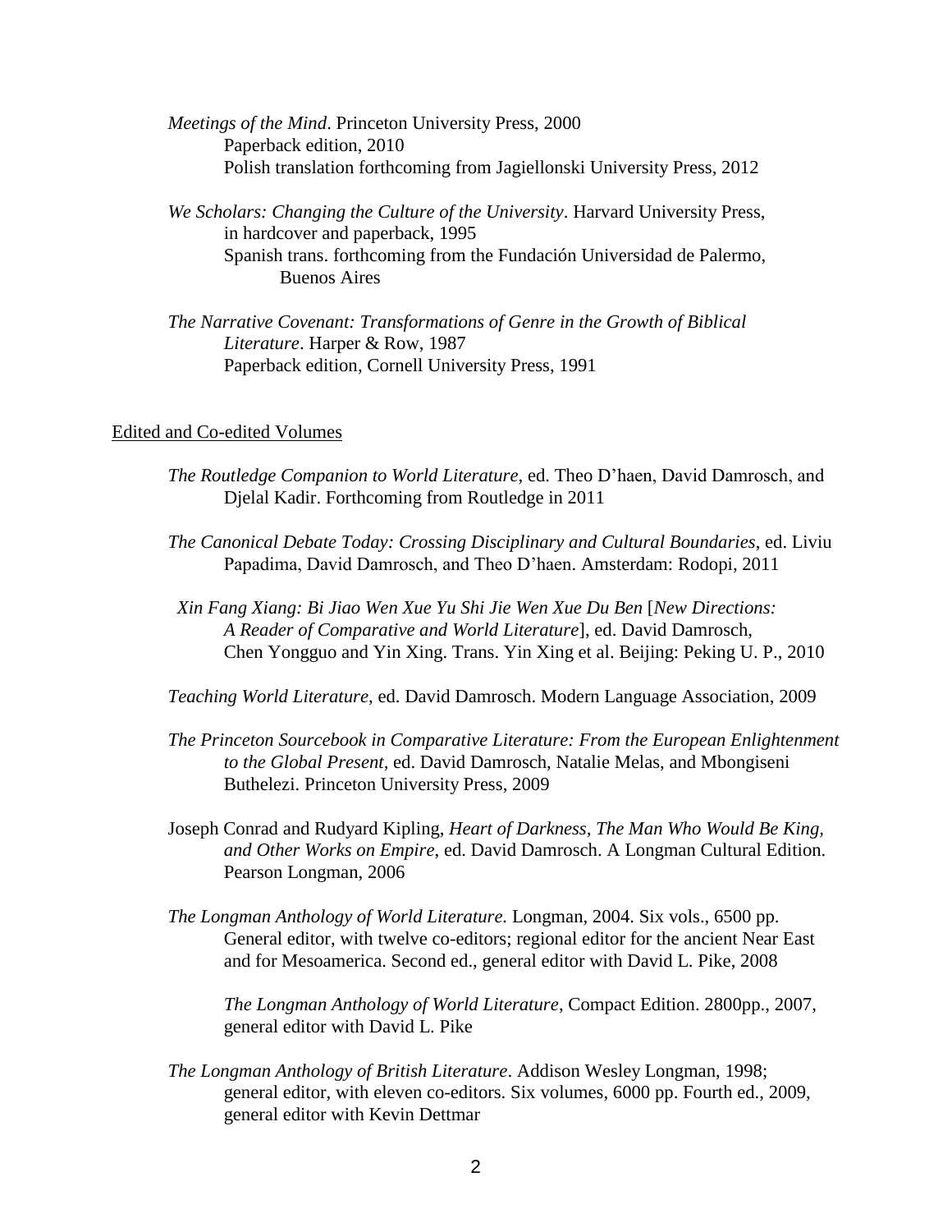*Meetings of the Mind*. Princeton University Press, 2000
Paperback edition, 2010
Polish translation forthcoming from Jagiellonski University Press, 2012

*We Scholars: Changing the Culture of the University*. Harvard University Press, in hardcover and paperback, 1995
Spanish trans. forthcoming from the Fundación Universidad de Palermo, Buenos Aires

*The Narrative Covenant: Transformations of Genre in the Growth of Biblical Literature*. Harper & Row, 1987
Paperback edition, Cornell University Press, 1991

## Edited and Co-edited Volumes

*The Routledge Companion to World Literature*, ed. Theo D'haen, David Damrosch, and Djelal Kadir. Forthcoming from Routledge in 2011

*The Canonical Debate Today: Crossing Disciplinary and Cultural Boundaries*, ed. Liviu Papadima, David Damrosch, and Theo D'haen. Amsterdam: Rodopi, 2011

*Xin Fang Xiang: Bi Jiao Wen Xue Yu Shi Jie Wen Xue Du Ben* [*New Directions: A Reader of Comparative and World Literature*], ed. David Damrosch, Chen Yongguo and Yin Xing. Trans. Yin Xing et al. Beijing: Peking U. P., 2010

*Teaching World Literature*, ed. David Damrosch. Modern Language Association, 2009

*The Princeton Sourcebook in Comparative Literature: From the European Enlightenment to the Global Present*, ed. David Damrosch, Natalie Melas, and Mbongiseni Buthelezi. Princeton University Press, 2009

Joseph Conrad and Rudyard Kipling, *Heart of Darkness, The Man Who Would Be King, and Other Works on Empire*, ed. David Damrosch. A Longman Cultural Edition. Pearson Longman, 2006

*The Longman Anthology of World Literature.* Longman, 2004. Six vols., 6500 pp. General editor, with twelve co-editors; regional editor for the ancient Near East and for Mesoamerica. Second ed., general editor with David L. Pike, 2008

*The Longman Anthology of World Literature*, Compact Edition. 2800pp., 2007, general editor with David L. Pike

*The Longman Anthology of British Literature*. Addison Wesley Longman, 1998; general editor, with eleven co-editors. Six volumes, 6000 pp. Fourth ed., 2009, general editor with Kevin Dettmar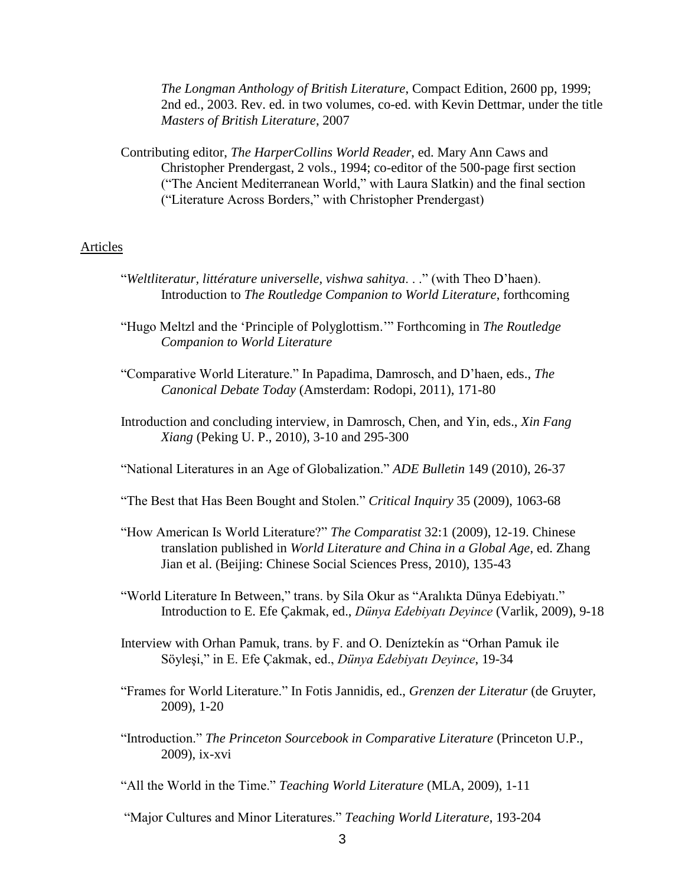*The Longman Anthology of British Literature*, Compact Edition, 2600 pp, 1999; 2nd ed., 2003. Rev. ed. in two volumes, co-ed. with Kevin Dettmar, under the title *Masters of British Literature*, 2007

Contributing editor, *The HarperCollins World Reader*, ed. Mary Ann Caws and Christopher Prendergast, 2 vols., 1994; co-editor of the 500-page first section ("The Ancient Mediterranean World," with Laura Slatkin) and the final section ("Literature Across Borders," with Christopher Prendergast)

## Articles

"*Weltliteratur, littérature universelle, vishwa sahitya*. . ." (with Theo D'haen). Introduction to *The Routledge Companion to World Literature*, forthcoming

"Hugo Meltzl and the 'Principle of Polyglottism.'" Forthcoming in *The Routledge Companion to World Literature*

"Comparative World Literature." In Papadima, Damrosch, and D'haen, eds., *The Canonical Debate Today* (Amsterdam: Rodopi, 2011), 171-80

Introduction and concluding interview, in Damrosch, Chen, and Yin, eds., *Xin Fang Xiang* (Peking U. P., 2010), 3-10 and 295-300

"National Literatures in an Age of Globalization." *ADE Bulletin* 149 (2010), 26-37

"The Best that Has Been Bought and Stolen." *Critical Inquiry* 35 (2009), 1063-68

"How American Is World Literature?" *The Comparatist* 32:1 (2009), 12-19. Chinese translation published in *World Literature and China in a Global Age*, ed. Zhang Jian et al. (Beijing: Chinese Social Sciences Press, 2010), 135-43

"World Literature In Between," trans. by Sila Okur as "Aralıkta Dünya Edebiyatı." Introduction to E. Efe Çakmak, ed., *Dünya Edebiyatı Deyince* (Varlik, 2009), 9-18

Interview with Orhan Pamuk, trans. by F. and O. Deníztekín as "Orhan Pamuk ile Söyleşi," in E. Efe Çakmak, ed., *Dünya Edebiyatı Deyince*, 19-34

"Frames for World Literature." In Fotis Jannidis, ed., *Grenzen der Literatur* (de Gruyter, 2009), 1-20

"Introduction." *The Princeton Sourcebook in Comparative Literature* (Princeton U.P., 2009), ix-xvi

"All the World in the Time." *Teaching World Literature* (MLA, 2009), 1-11

"Major Cultures and Minor Literatures." *Teaching World Literature*, 193-204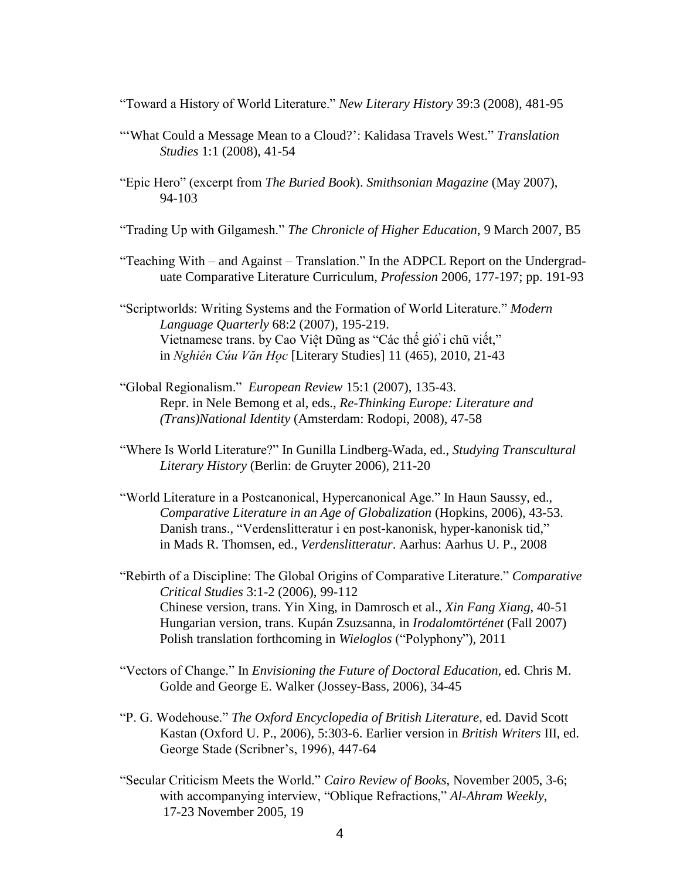"Toward a History of World Literature." *New Literary History* 39:3 (2008), 481-95

"'What Could a Message Mean to a Cloud?': Kalidasa Travels West." *Translation Studies* 1:1 (2008), 41-54

"Epic Hero" (excerpt from *The Buried Book*). *Smithsonian Magazine* (May 2007), 94-103

"Trading Up with Gilgamesh." *The Chronicle of Higher Education*, 9 March 2007, B5

"Teaching With – and Against – Translation." In the ADPCL Report on the Undergraduate Comparative Literature Curriculum, *Profession* 2006, 177-197; pp. 191-93

"Scriptworlds: Writing Systems and the Formation of World Literature." *Modern Language Quarterly* 68:2 (2007), 195-219.
Vietnamese trans. by Cao Việt Dũng as "Các thế giới chữ viết," in *Nghiên Cúu Văn Học* [Literary Studies] 11 (465), 2010, 21-43

"Global Regionalism." *European Review* 15:1 (2007), 135-43.
Repr. in Nele Bemong et al, eds., *Re-Thinking Europe: Literature and (Trans)National Identity* (Amsterdam: Rodopi, 2008), 47-58

"Where Is World Literature?" In Gunilla Lindberg-Wada, ed., *Studying Transcultural Literary History* (Berlin: de Gruyter 2006), 211-20

"World Literature in a Postcanonical, Hypercanonical Age." In Haun Saussy, ed., *Comparative Literature in an Age of Globalization* (Hopkins, 2006), 43-53.
Danish trans., "Verdenslitteratur i en post-kanonisk, hyper-kanonisk tid," in Mads R. Thomsen, ed., *Verdenslitteratur*. Aarhus: Aarhus U. P., 2008

"Rebirth of a Discipline: The Global Origins of Comparative Literature." *Comparative Critical Studies* 3:1-2 (2006), 99-112
Chinese version, trans. Yin Xing, in Damrosch et al., *Xin Fang Xiang*, 40-51
Hungarian version, trans. Kupán Zsuzsanna, in *Irodalomtörténet* (Fall 2007)
Polish translation forthcoming in *Wieloglos* ("Polyphony"), 2011

"Vectors of Change." In *Envisioning the Future of Doctoral Education*, ed. Chris M. Golde and George E. Walker (Jossey-Bass, 2006), 34-45

"P. G. Wodehouse." *The Oxford Encyclopedia of British Literature*, ed. David Scott Kastan (Oxford U. P., 2006), 5:303-6. Earlier version in *British Writers* III, ed. George Stade (Scribner's, 1996), 447-64

"Secular Criticism Meets the World." *Cairo Review of Books*, November 2005, 3-6; with accompanying interview, "Oblique Refractions," *Al-Ahram Weekly*, 17-23 November 2005, 19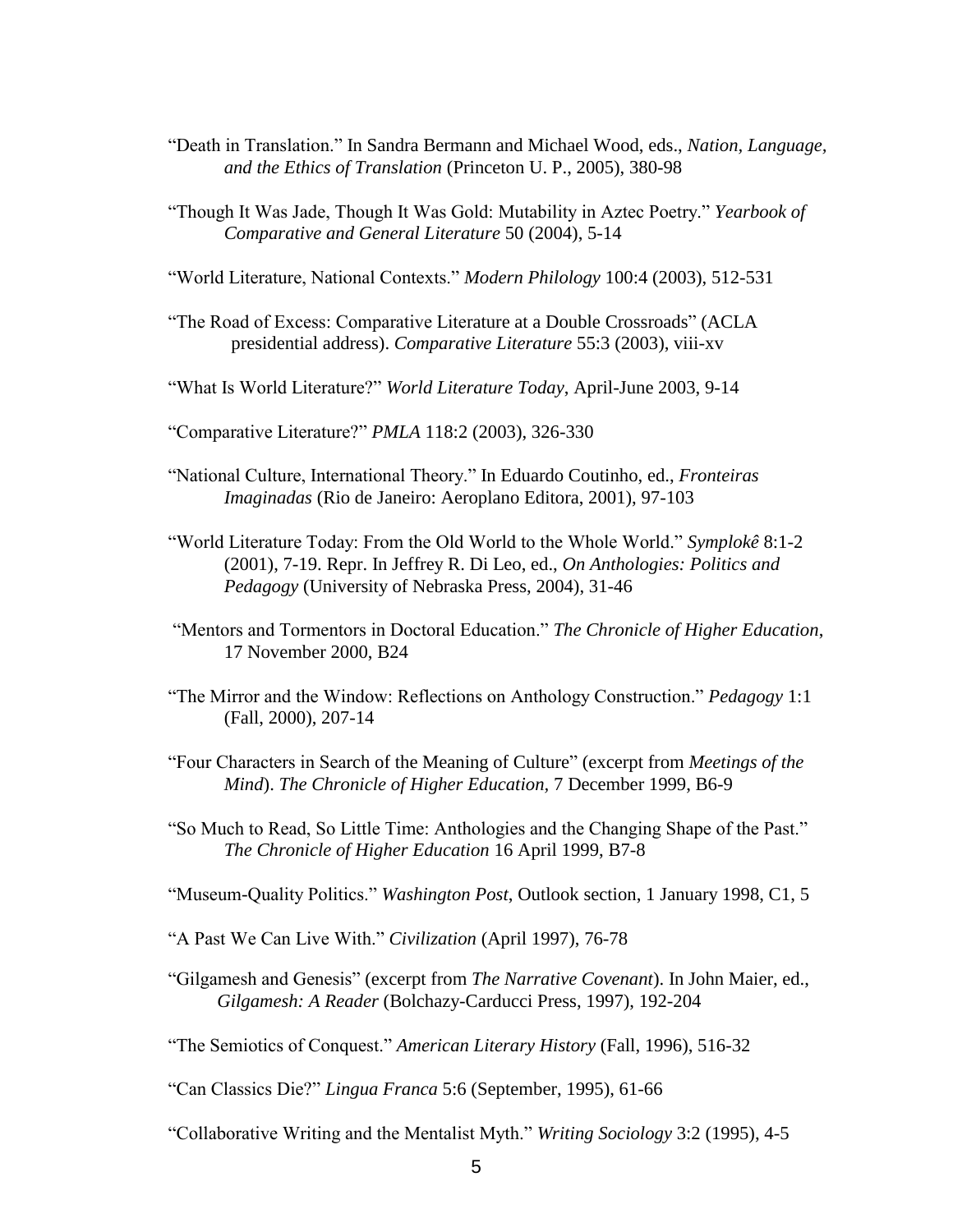"Death in Translation." In Sandra Bermann and Michael Wood, eds., *Nation, Language, and the Ethics of Translation* (Princeton U. P., 2005), 380-98

"Though It Was Jade, Though It Was Gold: Mutability in Aztec Poetry." *Yearbook of Comparative and General Literature* 50 (2004), 5-14

"World Literature, National Contexts." *Modern Philology* 100:4 (2003), 512-531

"The Road of Excess: Comparative Literature at a Double Crossroads" (ACLA presidential address). *Comparative Literature* 55:3 (2003), viii-xv

"What Is World Literature?" *World Literature Today*, April-June 2003, 9-14

"Comparative Literature?" *PMLA* 118:2 (2003), 326-330

"National Culture, International Theory." In Eduardo Coutinho, ed., *Fronteiras Imaginadas* (Rio de Janeiro: Aeroplano Editora, 2001), 97-103

"World Literature Today: From the Old World to the Whole World." *Symplokê* 8:1-2 (2001), 7-19. Repr. In Jeffrey R. Di Leo, ed., *On Anthologies: Politics and Pedagogy* (University of Nebraska Press, 2004), 31-46

"Mentors and Tormentors in Doctoral Education." *The Chronicle of Higher Education*, 17 November 2000, B24

"The Mirror and the Window: Reflections on Anthology Construction." *Pedagogy* 1:1 (Fall, 2000), 207-14

"Four Characters in Search of the Meaning of Culture" (excerpt from *Meetings of the Mind*). *The Chronicle of Higher Education,* 7 December 1999, B6-9

"So Much to Read, So Little Time: Anthologies and the Changing Shape of the Past." *The Chronicle of Higher Education* 16 April 1999, B7-8

"Museum-Quality Politics." *Washington Post*, Outlook section, 1 January 1998, C1, 5

"A Past We Can Live With." *Civilization* (April 1997), 76-78

"Gilgamesh and Genesis" (excerpt from *The Narrative Covenant*). In John Maier, ed., *Gilgamesh: A Reader* (Bolchazy-Carducci Press, 1997), 192-204

"The Semiotics of Conquest." *American Literary History* (Fall, 1996), 516-32

"Can Classics Die?" *Lingua Franca* 5:6 (September, 1995), 61-66

"Collaborative Writing and the Mentalist Myth." *Writing Sociology* 3:2 (1995), 4-5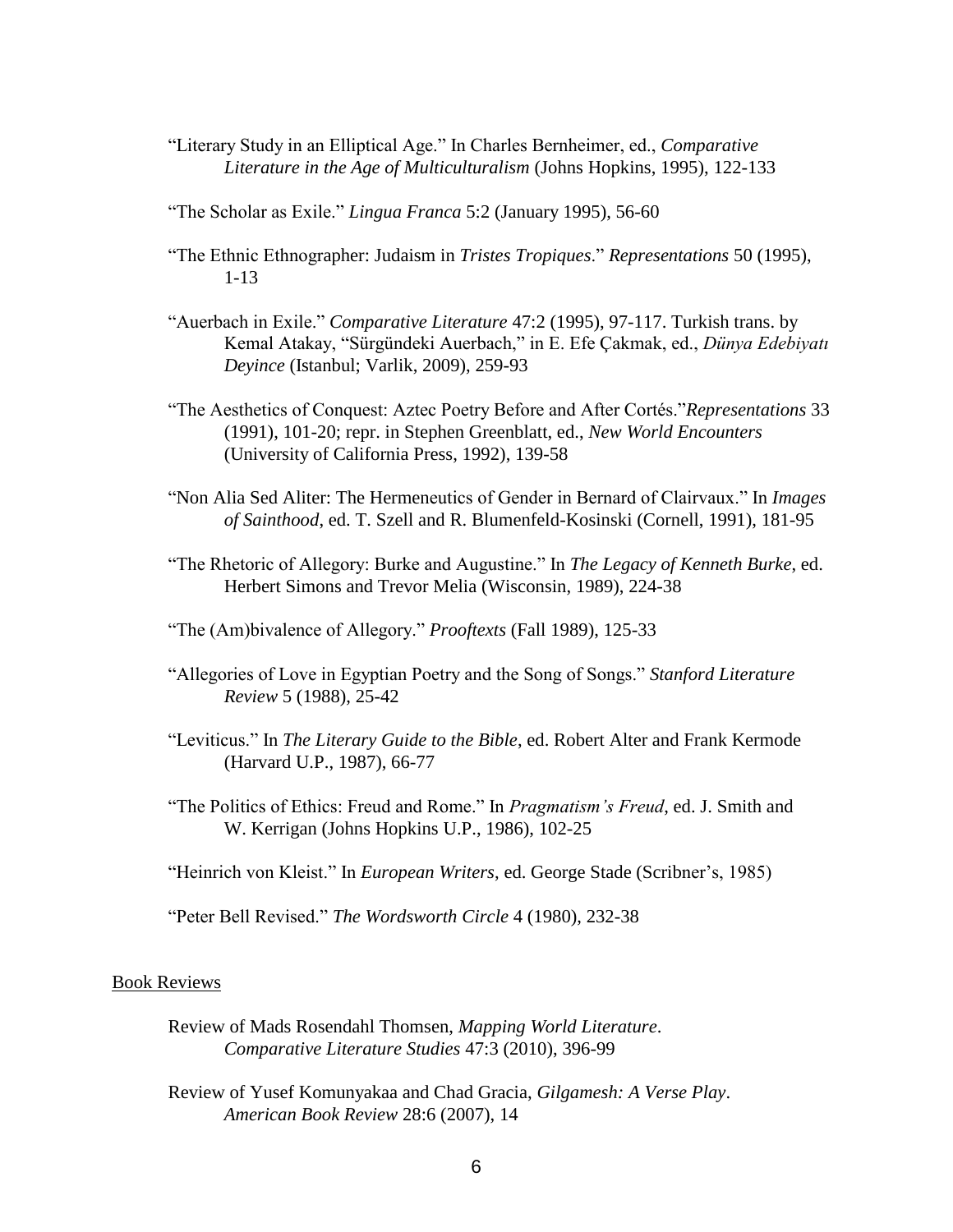"Literary Study in an Elliptical Age." In Charles Bernheimer, ed., *Comparative Literature in the Age of Multiculturalism* (Johns Hopkins, 1995), 122-133

"The Scholar as Exile." *Lingua Franca* 5:2 (January 1995), 56-60

"The Ethnic Ethnographer: Judaism in *Tristes Tropiques*." *Representations* 50 (1995), 1-13

"Auerbach in Exile." *Comparative Literature* 47:2 (1995), 97-117. Turkish trans. by Kemal Atakay, "Sürgündeki Auerbach," in E. Efe Çakmak, ed., *Dünya Edebiyatı Deyince* (Istanbul; Varlik, 2009), 259-93

"The Aesthetics of Conquest: Aztec Poetry Before and After Cortés."*Representations* 33 (1991), 101-20; repr. in Stephen Greenblatt, ed., *New World Encounters* (University of California Press, 1992), 139-58

"Non Alia Sed Aliter: The Hermeneutics of Gender in Bernard of Clairvaux." In *Images of Sainthood*, ed. T. Szell and R. Blumenfeld-Kosinski (Cornell, 1991), 181-95

"The Rhetoric of Allegory: Burke and Augustine." In *The Legacy of Kenneth Burke*, ed. Herbert Simons and Trevor Melia (Wisconsin, 1989), 224-38

"The (Am)bivalence of Allegory." *Prooftexts* (Fall 1989), 125-33

"Allegories of Love in Egyptian Poetry and the Song of Songs." *Stanford Literature Review* 5 (1988), 25-42

"Leviticus." In *The Literary Guide to the Bible*, ed. Robert Alter and Frank Kermode (Harvard U.P., 1987), 66-77

"The Politics of Ethics: Freud and Rome." In *Pragmatism's Freud*, ed. J. Smith and W. Kerrigan (Johns Hopkins U.P., 1986), 102-25

"Heinrich von Kleist." In *European Writers*, ed. George Stade (Scribner's, 1985)

"Peter Bell Revised." *The Wordsworth Circle* 4 (1980), 232-38

## Book Reviews

Review of Mads Rosendahl Thomsen, *Mapping World Literature*. *Comparative Literature Studies* 47:3 (2010), 396-99

Review of Yusef Komunyakaa and Chad Gracia, *Gilgamesh: A Verse Play*. *American Book Review* 28:6 (2007), 14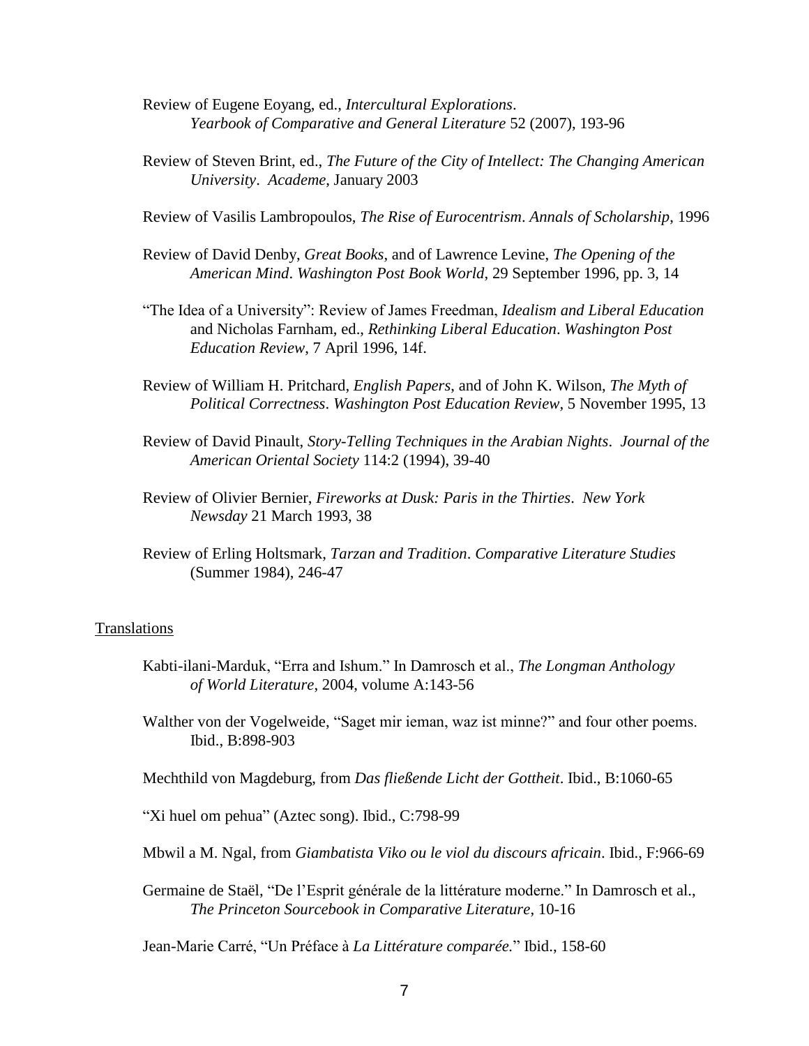Review of Eugene Eoyang, ed., *Intercultural Explorations*. *Yearbook of Comparative and General Literature* 52 (2007), 193-96

Review of Steven Brint, ed., *The Future of the City of Intellect: The Changing American University*. *Academe*, January 2003

Review of Vasilis Lambropoulos, *The Rise of Eurocentrism*. *Annals of Scholarship*, 1996

Review of David Denby, *Great Books*, and of Lawrence Levine, *The Opening of the American Mind*. *Washington Post Book World*, 29 September 1996, pp. 3, 14

"The Idea of a University": Review of James Freedman, *Idealism and Liberal Education* and Nicholas Farnham, ed., *Rethinking Liberal Education*. *Washington Post Education Review*, 7 April 1996, 14f.

Review of William H. Pritchard, *English Papers*, and of John K. Wilson, *The Myth of Political Correctness*. *Washington Post Education Review*, 5 November 1995, 13

Review of David Pinault, *Story-Telling Techniques in the Arabian Nights*. *Journal of the American Oriental Society* 114:2 (1994), 39-40

Review of Olivier Bernier, *Fireworks at Dusk: Paris in the Thirties*. *New York Newsday* 21 March 1993, 38

Review of Erling Holtsmark, *Tarzan and Tradition*. *Comparative Literature Studies* (Summer 1984), 246-47

## Translations

Kabti-ilani-Marduk, "Erra and Ishum." In Damrosch et al., *The Longman Anthology of World Literature*, 2004, volume A:143-56

Walther von der Vogelweide, "Saget mir ieman, waz ist minne?" and four other poems. Ibid., B:898-903

Mechthild von Magdeburg, from *Das fließende Licht der Gottheit*. Ibid., B:1060-65

"Xi huel om pehua" (Aztec song). Ibid., C:798-99

Mbwil a M. Ngal, from *Giambatista Viko ou le viol du discours africain*. Ibid., F:966-69

Germaine de Staël, "De l'Esprit générale de la littérature moderne." In Damrosch et al., *The Princeton Sourcebook in Comparative Literature*, 10-16

Jean-Marie Carré, "Un Préface à *La Littérature comparée.*" Ibid., 158-60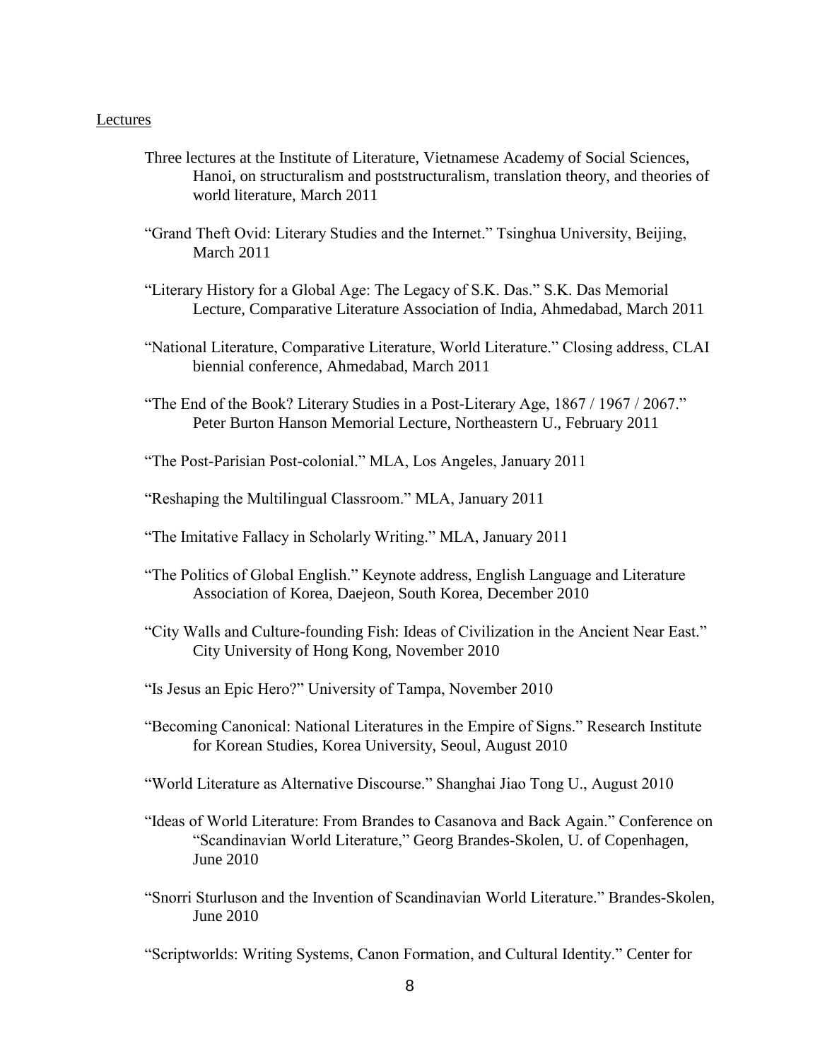Lectures

Three lectures at the Institute of Literature, Vietnamese Academy of Social Sciences, Hanoi, on structuralism and poststructuralism, translation theory, and theories of world literature, March 2011

"Grand Theft Ovid: Literary Studies and the Internet." Tsinghua University, Beijing, March 2011

"Literary History for a Global Age: The Legacy of S.K. Das." S.K. Das Memorial Lecture, Comparative Literature Association of India, Ahmedabad, March 2011

"National Literature, Comparative Literature, World Literature." Closing address, CLAI biennial conference, Ahmedabad, March 2011

"The End of the Book? Literary Studies in a Post-Literary Age, 1867 / 1967 / 2067." Peter Burton Hanson Memorial Lecture, Northeastern U., February 2011

"The Post-Parisian Post-colonial." MLA, Los Angeles, January 2011

"Reshaping the Multilingual Classroom." MLA, January 2011

"The Imitative Fallacy in Scholarly Writing." MLA, January 2011

"The Politics of Global English." Keynote address, English Language and Literature Association of Korea, Daejeon, South Korea, December 2010

"City Walls and Culture-founding Fish: Ideas of Civilization in the Ancient Near East." City University of Hong Kong, November 2010

"Is Jesus an Epic Hero?" University of Tampa, November 2010

"Becoming Canonical: National Literatures in the Empire of Signs." Research Institute for Korean Studies, Korea University, Seoul, August 2010

"World Literature as Alternative Discourse." Shanghai Jiao Tong U., August 2010

"Ideas of World Literature: From Brandes to Casanova and Back Again." Conference on "Scandinavian World Literature," Georg Brandes-Skolen, U. of Copenhagen, June 2010

"Snorri Sturluson and the Invention of Scandinavian World Literature." Brandes-Skolen, June 2010

"Scriptworlds: Writing Systems, Canon Formation, and Cultural Identity." Center for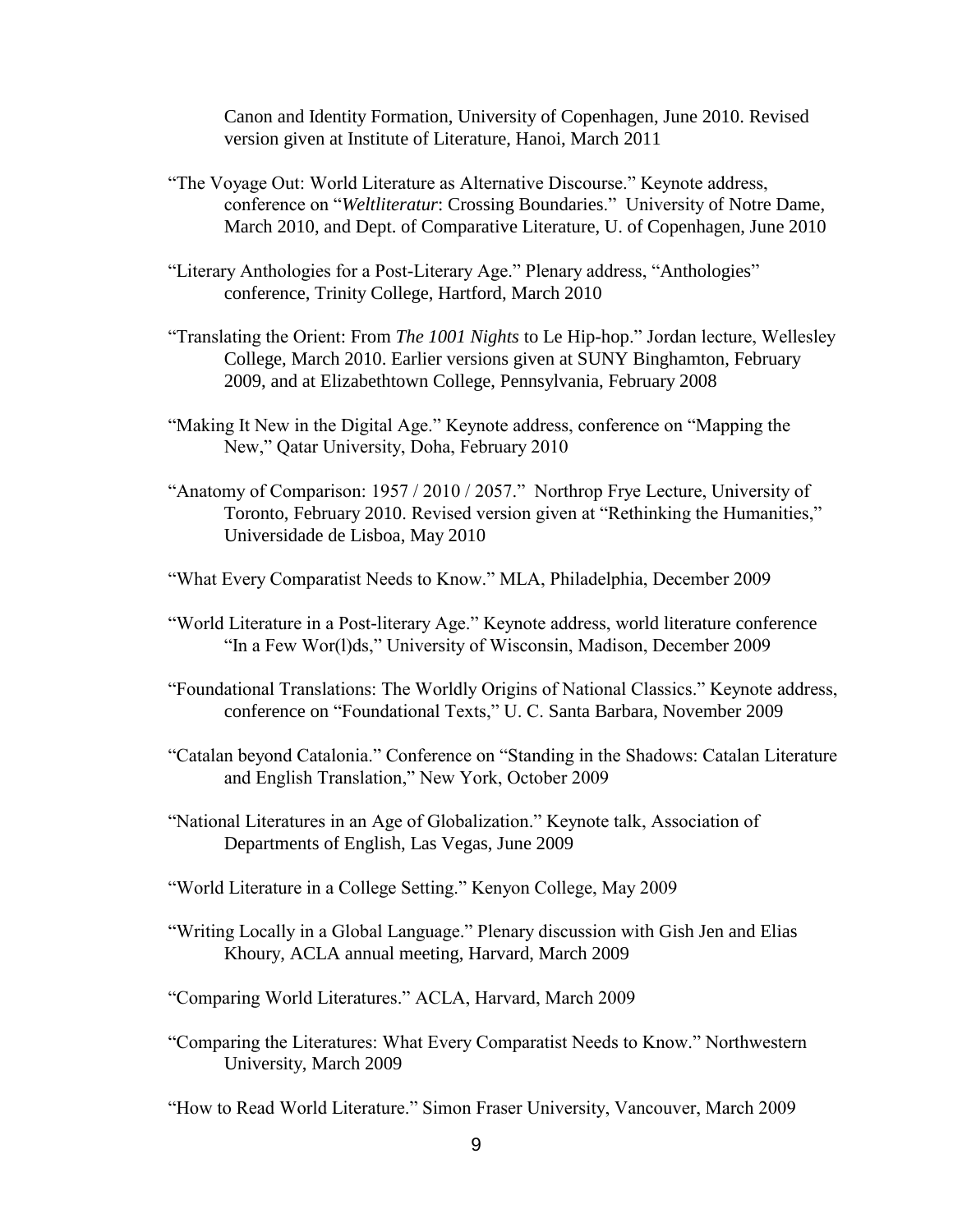Canon and Identity Formation, University of Copenhagen, June 2010. Revised version given at Institute of Literature, Hanoi, March 2011

"The Voyage Out: World Literature as Alternative Discourse." Keynote address, conference on "*Weltliteratur*: Crossing Boundaries." University of Notre Dame, March 2010, and Dept. of Comparative Literature, U. of Copenhagen, June 2010

"Literary Anthologies for a Post-Literary Age." Plenary address, "Anthologies" conference, Trinity College, Hartford, March 2010

"Translating the Orient: From *The 1001 Nights* to Le Hip-hop." Jordan lecture, Wellesley College, March 2010. Earlier versions given at SUNY Binghamton, February 2009, and at Elizabethtown College, Pennsylvania, February 2008

"Making It New in the Digital Age." Keynote address, conference on "Mapping the New," Qatar University, Doha, February 2010

"Anatomy of Comparison: 1957 / 2010 / 2057." Northrop Frye Lecture, University of Toronto, February 2010. Revised version given at "Rethinking the Humanities," Universidade de Lisboa, May 2010

"What Every Comparatist Needs to Know." MLA, Philadelphia, December 2009

"World Literature in a Post-literary Age." Keynote address, world literature conference "In a Few Wor(l)ds," University of Wisconsin, Madison, December 2009

"Foundational Translations: The Worldly Origins of National Classics." Keynote address, conference on "Foundational Texts," U. C. Santa Barbara, November 2009

"Catalan beyond Catalonia." Conference on "Standing in the Shadows: Catalan Literature and English Translation," New York, October 2009

"National Literatures in an Age of Globalization." Keynote talk, Association of Departments of English, Las Vegas, June 2009

"World Literature in a College Setting." Kenyon College, May 2009

"Writing Locally in a Global Language." Plenary discussion with Gish Jen and Elias Khoury, ACLA annual meeting, Harvard, March 2009

"Comparing World Literatures." ACLA, Harvard, March 2009

"Comparing the Literatures: What Every Comparatist Needs to Know." Northwestern University, March 2009

"How to Read World Literature." Simon Fraser University, Vancouver, March 2009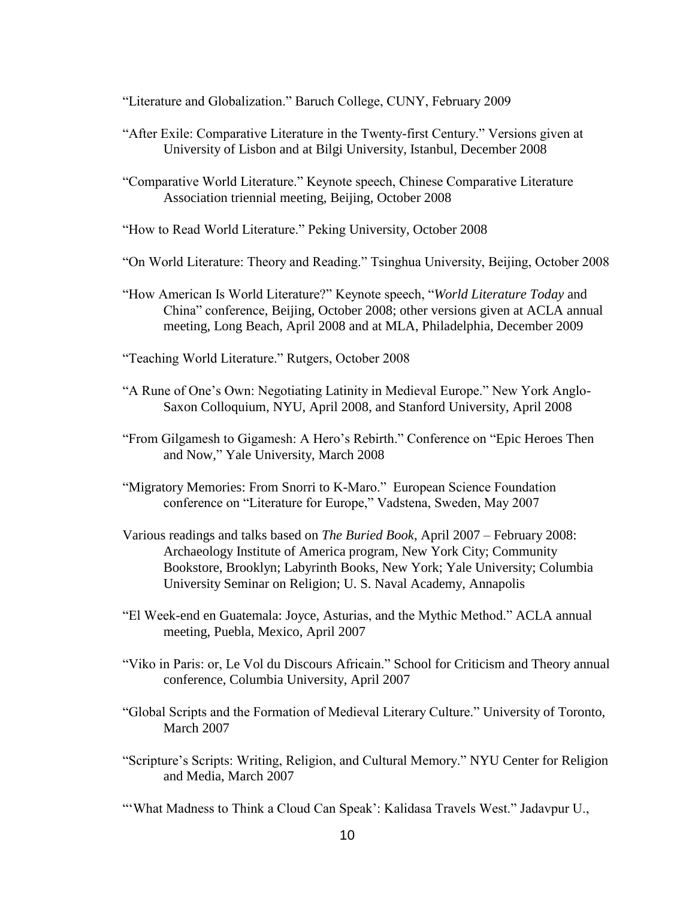"Literature and Globalization." Baruch College, CUNY, February 2009

"After Exile: Comparative Literature in the Twenty-first Century." Versions given at University of Lisbon and at Bilgi University, Istanbul, December 2008

"Comparative World Literature." Keynote speech, Chinese Comparative Literature Association triennial meeting, Beijing, October 2008

"How to Read World Literature." Peking University, October 2008

"On World Literature: Theory and Reading." Tsinghua University, Beijing, October 2008

"How American Is World Literature?" Keynote speech, "*World Literature Today* and China" conference, Beijing, October 2008; other versions given at ACLA annual meeting, Long Beach, April 2008 and at MLA, Philadelphia, December 2009

"Teaching World Literature." Rutgers, October 2008

"A Rune of One's Own: Negotiating Latinity in Medieval Europe." New York Anglo-Saxon Colloquium, NYU, April 2008, and Stanford University, April 2008

"From Gilgamesh to Gigamesh: A Hero's Rebirth." Conference on "Epic Heroes Then and Now," Yale University, March 2008

"Migratory Memories: From Snorri to K-Maro." European Science Foundation conference on "Literature for Europe," Vadstena, Sweden, May 2007

Various readings and talks based on *The Buried Book*, April 2007 – February 2008: Archaeology Institute of America program, New York City; Community Bookstore, Brooklyn; Labyrinth Books, New York; Yale University; Columbia University Seminar on Religion; U. S. Naval Academy, Annapolis

"El Week-end en Guatemala: Joyce, Asturias, and the Mythic Method." ACLA annual meeting, Puebla, Mexico, April 2007

"Viko in Paris: or, Le Vol du Discours Africain." School for Criticism and Theory annual conference, Columbia University, April 2007

"Global Scripts and the Formation of Medieval Literary Culture." University of Toronto, March 2007

"Scripture's Scripts: Writing, Religion, and Cultural Memory." NYU Center for Religion and Media, March 2007

"'What Madness to Think a Cloud Can Speak': Kalidasa Travels West." Jadavpur U.,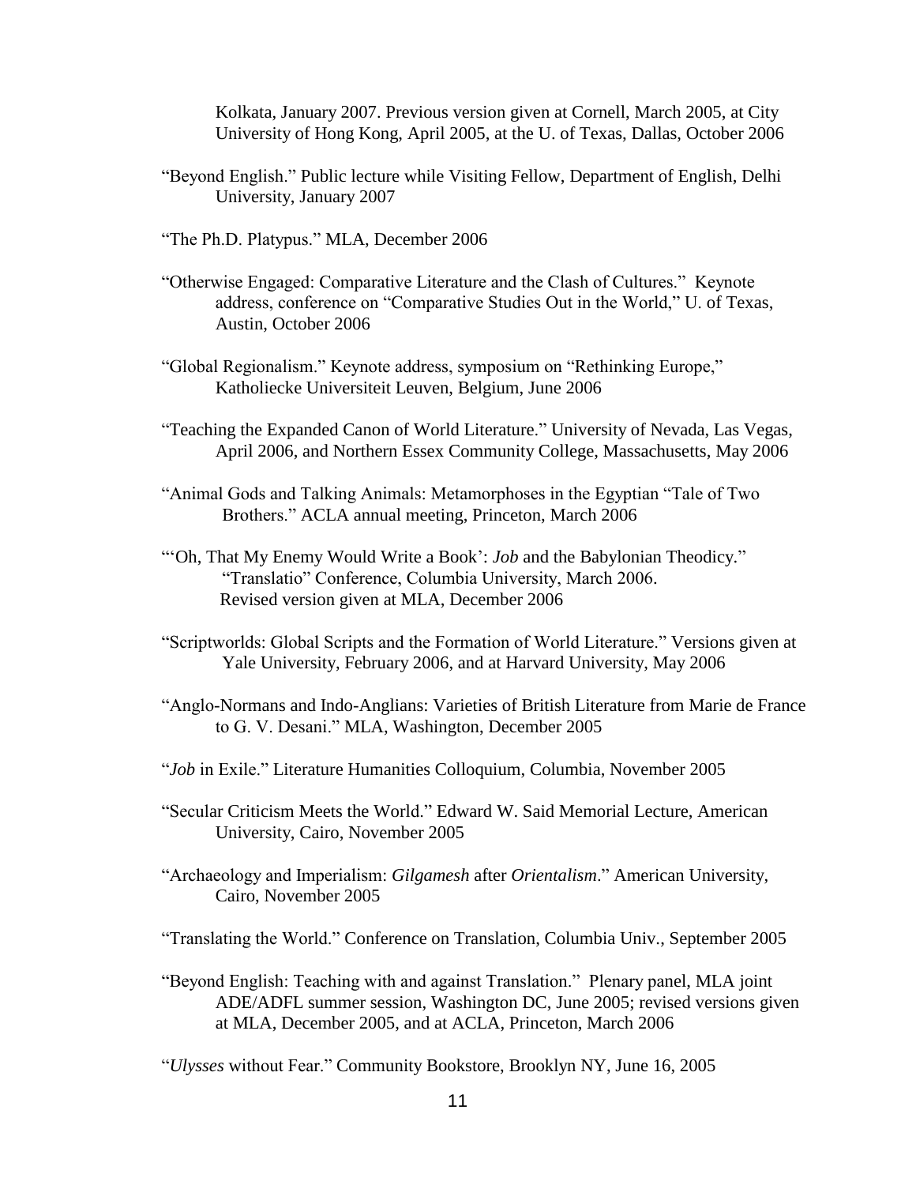Kolkata, January 2007. Previous version given at Cornell, March 2005, at City University of Hong Kong, April 2005, at the U. of Texas, Dallas, October 2006

"Beyond English." Public lecture while Visiting Fellow, Department of English, Delhi University, January 2007

"The Ph.D. Platypus." MLA, December 2006

"Otherwise Engaged: Comparative Literature and the Clash of Cultures." Keynote address, conference on "Comparative Studies Out in the World," U. of Texas, Austin, October 2006

"Global Regionalism." Keynote address, symposium on "Rethinking Europe," Katholiecke Universiteit Leuven, Belgium, June 2006

"Teaching the Expanded Canon of World Literature." University of Nevada, Las Vegas, April 2006, and Northern Essex Community College, Massachusetts, May 2006

"Animal Gods and Talking Animals: Metamorphoses in the Egyptian "Tale of Two Brothers." ACLA annual meeting, Princeton, March 2006

"'Oh, That My Enemy Would Write a Book': *Job* and the Babylonian Theodicy." "Translatio" Conference, Columbia University, March 2006. Revised version given at MLA, December 2006

"Scriptworlds: Global Scripts and the Formation of World Literature." Versions given at Yale University, February 2006, and at Harvard University, May 2006

"Anglo-Normans and Indo-Anglians: Varieties of British Literature from Marie de France to G. V. Desani." MLA, Washington, December 2005

"*Job* in Exile." Literature Humanities Colloquium, Columbia, November 2005

"Secular Criticism Meets the World." Edward W. Said Memorial Lecture, American University, Cairo, November 2005

"Archaeology and Imperialism: *Gilgamesh* after *Orientalism*." American University, Cairo, November 2005

"Translating the World." Conference on Translation, Columbia Univ., September 2005

"Beyond English: Teaching with and against Translation." Plenary panel, MLA joint ADE/ADFL summer session, Washington DC, June 2005; revised versions given at MLA, December 2005, and at ACLA, Princeton, March 2006

"*Ulysses* without Fear." Community Bookstore, Brooklyn NY, June 16, 2005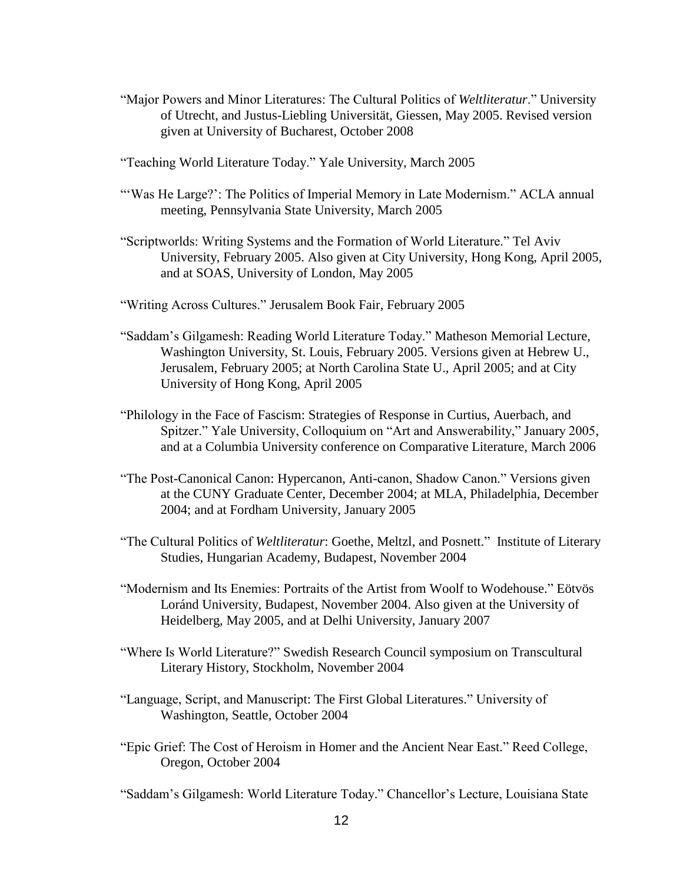"Major Powers and Minor Literatures: The Cultural Politics of *Weltliteratur*." University of Utrecht, and Justus-Liebling Universität, Giessen, May 2005. Revised version given at University of Bucharest, October 2008

"Teaching World Literature Today." Yale University, March 2005

"'Was He Large?': The Politics of Imperial Memory in Late Modernism." ACLA annual meeting, Pennsylvania State University, March 2005

"Scriptworlds: Writing Systems and the Formation of World Literature." Tel Aviv University, February 2005. Also given at City University, Hong Kong, April 2005, and at SOAS, University of London, May 2005

"Writing Across Cultures." Jerusalem Book Fair, February 2005

"Saddam's Gilgamesh: Reading World Literature Today." Matheson Memorial Lecture, Washington University, St. Louis, February 2005. Versions given at Hebrew U., Jerusalem, February 2005; at North Carolina State U., April 2005; and at City University of Hong Kong, April 2005

"Philology in the Face of Fascism: Strategies of Response in Curtius, Auerbach, and Spitzer." Yale University, Colloquium on "Art and Answerability," January 2005, and at a Columbia University conference on Comparative Literature, March 2006

"The Post-Canonical Canon: Hypercanon, Anti-canon, Shadow Canon." Versions given at the CUNY Graduate Center, December 2004; at MLA, Philadelphia, December 2004; and at Fordham University, January 2005

"The Cultural Politics of *Weltliteratur*: Goethe, Meltzl, and Posnett." Institute of Literary Studies, Hungarian Academy, Budapest, November 2004

"Modernism and Its Enemies: Portraits of the Artist from Woolf to Wodehouse." Eötvös Loránd University, Budapest, November 2004. Also given at the University of Heidelberg, May 2005, and at Delhi University, January 2007

"Where Is World Literature?" Swedish Research Council symposium on Transcultural Literary History, Stockholm, November 2004

"Language, Script, and Manuscript: The First Global Literatures." University of Washington, Seattle, October 2004

"Epic Grief: The Cost of Heroism in Homer and the Ancient Near East." Reed College, Oregon, October 2004

"Saddam's Gilgamesh: World Literature Today." Chancellor's Lecture, Louisiana State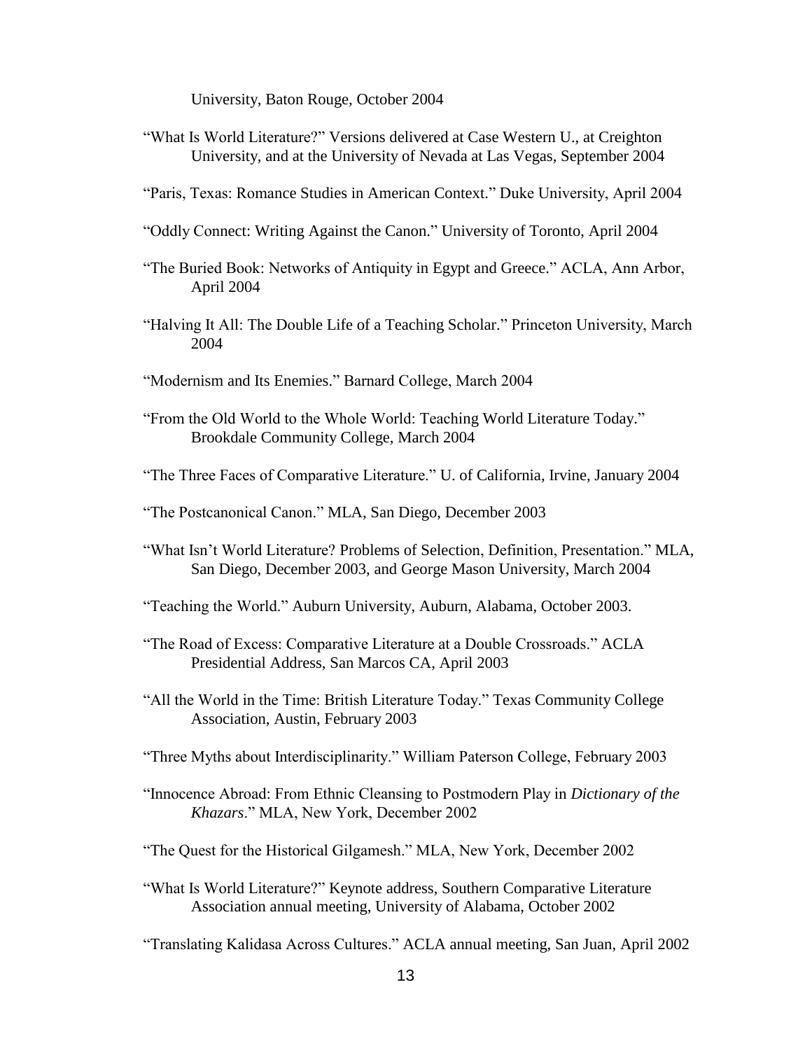University, Baton Rouge, October 2004

"What Is World Literature?" Versions delivered at Case Western U., at Creighton University, and at the University of Nevada at Las Vegas, September 2004

"Paris, Texas: Romance Studies in American Context." Duke University, April 2004

"Oddly Connect: Writing Against the Canon." University of Toronto, April 2004

"The Buried Book: Networks of Antiquity in Egypt and Greece." ACLA, Ann Arbor, April 2004

"Halving It All: The Double Life of a Teaching Scholar." Princeton University, March 2004

"Modernism and Its Enemies." Barnard College, March 2004

"From the Old World to the Whole World: Teaching World Literature Today." Brookdale Community College, March 2004

"The Three Faces of Comparative Literature." U. of California, Irvine, January 2004

"The Postcanonical Canon." MLA, San Diego, December 2003

"What Isn't World Literature? Problems of Selection, Definition, Presentation." MLA, San Diego, December 2003, and George Mason University, March 2004

"Teaching the World." Auburn University, Auburn, Alabama, October 2003.

"The Road of Excess: Comparative Literature at a Double Crossroads." ACLA Presidential Address, San Marcos CA, April 2003

"All the World in the Time: British Literature Today." Texas Community College Association, Austin, February 2003

"Three Myths about Interdisciplinarity." William Paterson College, February 2003

"Innocence Abroad: From Ethnic Cleansing to Postmodern Play in *Dictionary of the Khazars*." MLA, New York, December 2002

"The Quest for the Historical Gilgamesh." MLA, New York, December 2002

"What Is World Literature?" Keynote address, Southern Comparative Literature Association annual meeting, University of Alabama, October 2002

"Translating Kalidasa Across Cultures." ACLA annual meeting, San Juan, April 2002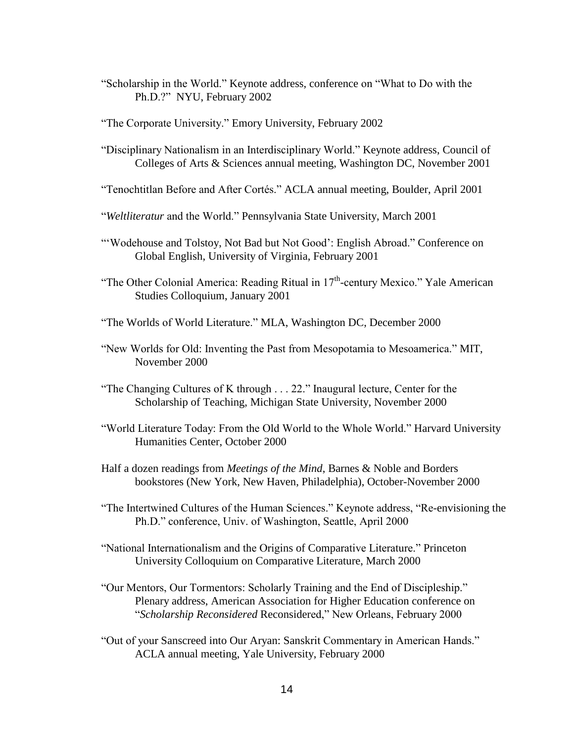"Scholarship in the World." Keynote address, conference on "What to Do with the Ph.D.?" NYU, February 2002

"The Corporate University." Emory University, February 2002

"Disciplinary Nationalism in an Interdisciplinary World." Keynote address, Council of Colleges of Arts & Sciences annual meeting, Washington DC, November 2001

"Tenochtitlan Before and After Cortés." ACLA annual meeting, Boulder, April 2001

"*Weltliteratur* and the World." Pennsylvania State University, March 2001

"'Wodehouse and Tolstoy, Not Bad but Not Good': English Abroad." Conference on Global English, University of Virginia, February 2001

"The Other Colonial America: Reading Ritual in 17th-century Mexico." Yale American Studies Colloquium, January 2001

"The Worlds of World Literature." MLA, Washington DC, December 2000

"New Worlds for Old: Inventing the Past from Mesopotamia to Mesoamerica." MIT, November 2000

"The Changing Cultures of K through . . . 22." Inaugural lecture, Center for the Scholarship of Teaching, Michigan State University, November 2000

"World Literature Today: From the Old World to the Whole World." Harvard University Humanities Center, October 2000

Half a dozen readings from *Meetings of the Mind*, Barnes & Noble and Borders bookstores (New York, New Haven, Philadelphia), October-November 2000

"The Intertwined Cultures of the Human Sciences." Keynote address, "Re-envisioning the Ph.D." conference, Univ. of Washington, Seattle, April 2000

"National Internationalism and the Origins of Comparative Literature." Princeton University Colloquium on Comparative Literature, March 2000

"Our Mentors, Our Tormentors: Scholarly Training and the End of Discipleship." Plenary address, American Association for Higher Education conference on "*Scholarship Reconsidered* Reconsidered," New Orleans, February 2000

"Out of your Sanscreed into Our Aryan: Sanskrit Commentary in American Hands." ACLA annual meeting, Yale University, February 2000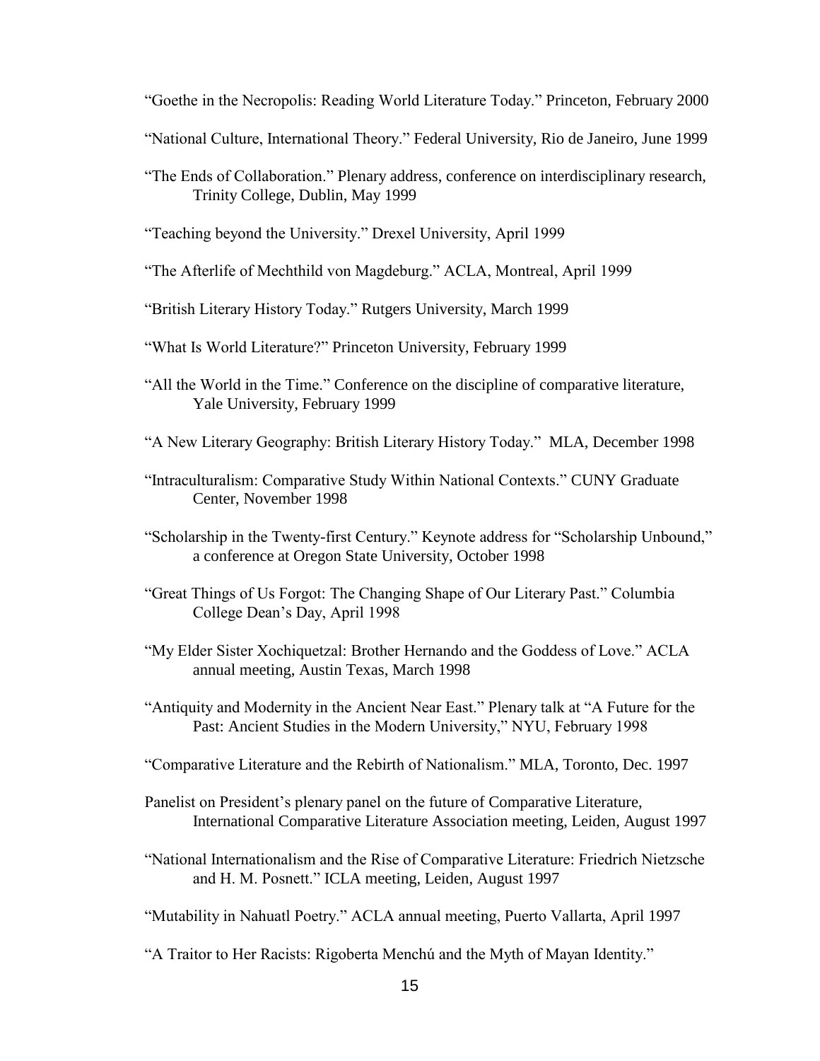"Goethe in the Necropolis: Reading World Literature Today." Princeton, February 2000

"National Culture, International Theory." Federal University, Rio de Janeiro, June 1999

"The Ends of Collaboration." Plenary address, conference on interdisciplinary research, Trinity College, Dublin, May 1999

"Teaching beyond the University." Drexel University, April 1999

"The Afterlife of Mechthild von Magdeburg." ACLA, Montreal, April 1999

"British Literary History Today." Rutgers University, March 1999

"What Is World Literature?" Princeton University, February 1999

"All the World in the Time." Conference on the discipline of comparative literature, Yale University, February 1999

"A New Literary Geography: British Literary History Today." MLA, December 1998

"Intraculturalism: Comparative Study Within National Contexts." CUNY Graduate Center, November 1998

"Scholarship in the Twenty-first Century." Keynote address for "Scholarship Unbound," a conference at Oregon State University, October 1998

"Great Things of Us Forgot: The Changing Shape of Our Literary Past." Columbia College Dean's Day, April 1998

"My Elder Sister Xochiquetzal: Brother Hernando and the Goddess of Love." ACLA annual meeting, Austin Texas, March 1998

"Antiquity and Modernity in the Ancient Near East." Plenary talk at "A Future for the Past: Ancient Studies in the Modern University," NYU, February 1998

"Comparative Literature and the Rebirth of Nationalism." MLA, Toronto, Dec. 1997

Panelist on President's plenary panel on the future of Comparative Literature, International Comparative Literature Association meeting, Leiden, August 1997

"National Internationalism and the Rise of Comparative Literature: Friedrich Nietzsche and H. M. Posnett." ICLA meeting, Leiden, August 1997

"Mutability in Nahuatl Poetry." ACLA annual meeting, Puerto Vallarta, April 1997

"A Traitor to Her Racists: Rigoberta Menchú and the Myth of Mayan Identity."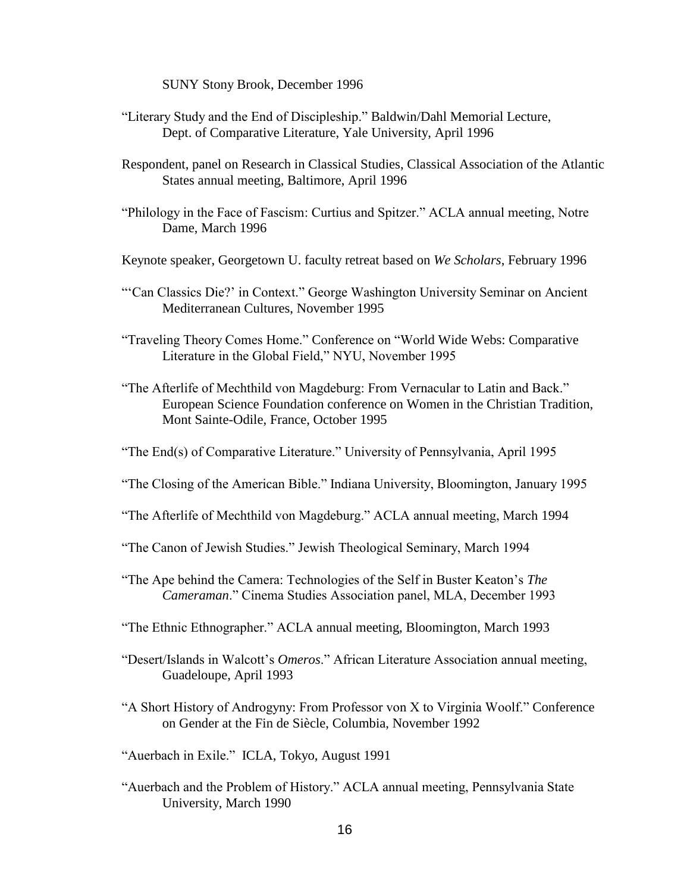SUNY Stony Brook, December 1996

"Literary Study and the End of Discipleship." Baldwin/Dahl Memorial Lecture, Dept. of Comparative Literature, Yale University, April 1996

Respondent, panel on Research in Classical Studies, Classical Association of the Atlantic States annual meeting, Baltimore, April 1996

"Philology in the Face of Fascism: Curtius and Spitzer." ACLA annual meeting, Notre Dame, March 1996

Keynote speaker, Georgetown U. faculty retreat based on *We Scholars*, February 1996

"'Can Classics Die?' in Context." George Washington University Seminar on Ancient Mediterranean Cultures, November 1995

"Traveling Theory Comes Home." Conference on "World Wide Webs: Comparative Literature in the Global Field," NYU, November 1995

"The Afterlife of Mechthild von Magdeburg: From Vernacular to Latin and Back." European Science Foundation conference on Women in the Christian Tradition, Mont Sainte-Odile, France, October 1995

"The End(s) of Comparative Literature." University of Pennsylvania, April 1995

"The Closing of the American Bible." Indiana University, Bloomington, January 1995

"The Afterlife of Mechthild von Magdeburg." ACLA annual meeting, March 1994

"The Canon of Jewish Studies." Jewish Theological Seminary, March 1994

"The Ape behind the Camera: Technologies of the Self in Buster Keaton's *The Cameraman*." Cinema Studies Association panel, MLA, December 1993

"The Ethnic Ethnographer." ACLA annual meeting, Bloomington, March 1993

"Desert/Islands in Walcott's *Omeros*." African Literature Association annual meeting, Guadeloupe, April 1993

"A Short History of Androgyny: From Professor von X to Virginia Woolf." Conference on Gender at the Fin de Siècle, Columbia, November 1992

"Auerbach in Exile." ICLA, Tokyo, August 1991

"Auerbach and the Problem of History." ACLA annual meeting, Pennsylvania State University, March 1990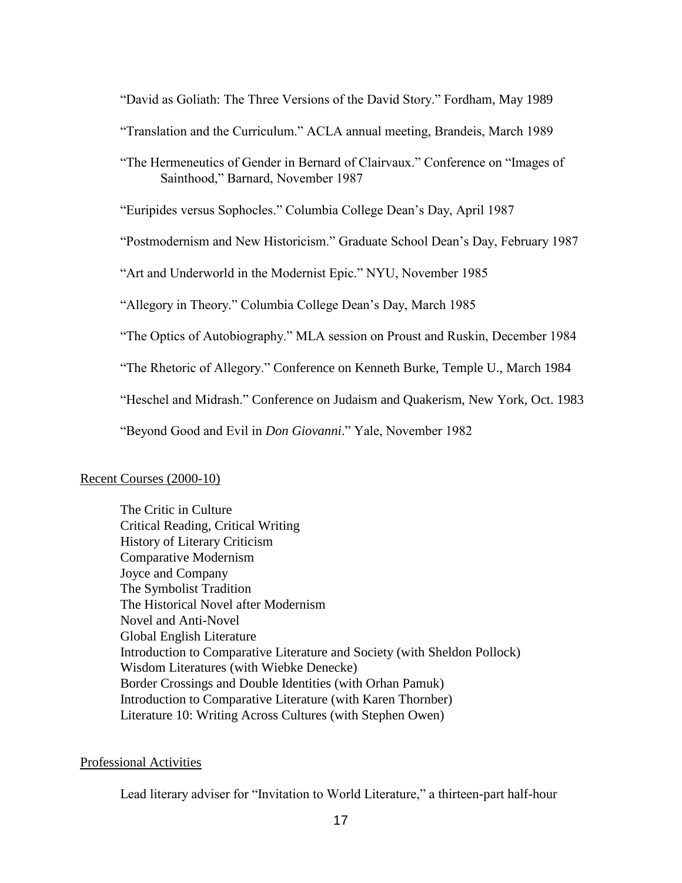"David as Goliath: The Three Versions of the David Story." Fordham, May 1989

"Translation and the Curriculum." ACLA annual meeting, Brandeis, March 1989

"The Hermeneutics of Gender in Bernard of Clairvaux." Conference on "Images of Sainthood," Barnard, November 1987

"Euripides versus Sophocles." Columbia College Dean's Day, April 1987

"Postmodernism and New Historicism." Graduate School Dean's Day, February 1987

"Art and Underworld in the Modernist Epic." NYU, November 1985

"Allegory in Theory." Columbia College Dean's Day, March 1985

"The Optics of Autobiography." MLA session on Proust and Ruskin, December 1984

"The Rhetoric of Allegory." Conference on Kenneth Burke, Temple U., March 1984

"Heschel and Midrash." Conference on Judaism and Quakerism, New York, Oct. 1983

"Beyond Good and Evil in *Don Giovanni*." Yale, November 1982

<u>Recent Courses (2000-10)</u>

The Critic in Culture  
Critical Reading, Critical Writing  
History of Literary Criticism  
Comparative Modernism  
Joyce and Company  
The Symbolist Tradition  
The Historical Novel after Modernism  
Novel and Anti-Novel  
Global English Literature  
Introduction to Comparative Literature and Society (with Sheldon Pollock)  
Wisdom Literatures (with Wiebke Denecke)  
Border Crossings and Double Identities (with Orhan Pamuk)  
Introduction to Comparative Literature (with Karen Thornber)  
Literature 10: Writing Across Cultures (with Stephen Owen)

<u>Professional Activities</u>

Lead literary adviser for "Invitation to World Literature," a thirteen-part half-hour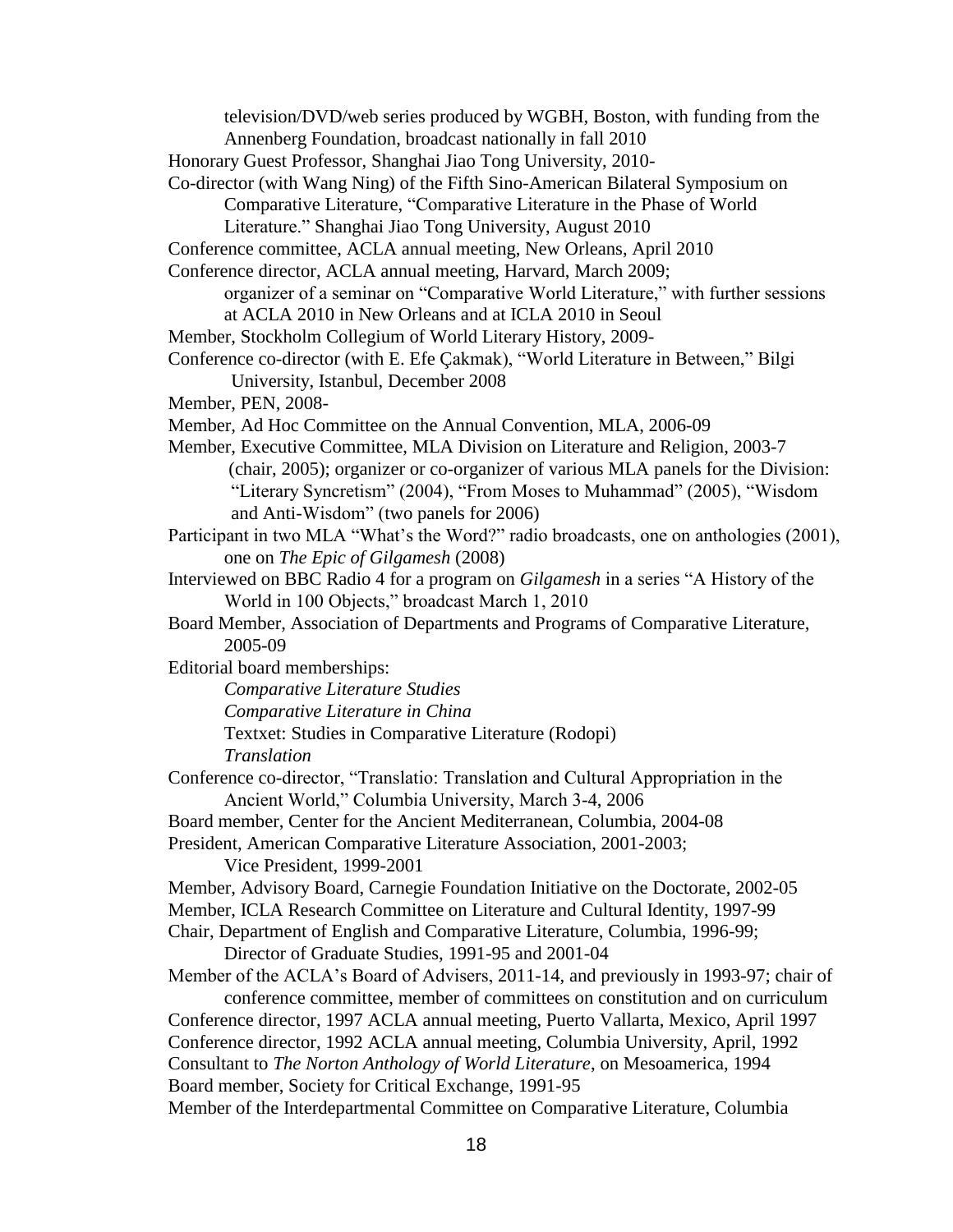television/DVD/web series produced by WGBH, Boston, with funding from the Annenberg Foundation, broadcast nationally in fall 2010

Honorary Guest Professor, Shanghai Jiao Tong University, 2010-

Co-director (with Wang Ning) of the Fifth Sino-American Bilateral Symposium on Comparative Literature, "Comparative Literature in the Phase of World Literature." Shanghai Jiao Tong University, August 2010

Conference committee, ACLA annual meeting, New Orleans, April 2010

Conference director, ACLA annual meeting, Harvard, March 2009; organizer of a seminar on "Comparative World Literature," with further sessions at ACLA 2010 in New Orleans and at ICLA 2010 in Seoul

Member, Stockholm Collegium of World Literary History, 2009-

Conference co-director (with E. Efe Çakmak), "World Literature in Between," Bilgi University, Istanbul, December 2008

Member, PEN, 2008-

Member, Ad Hoc Committee on the Annual Convention, MLA, 2006-09

Member, Executive Committee, MLA Division on Literature and Religion, 2003-7 (chair, 2005); organizer or co-organizer of various MLA panels for the Division: "Literary Syncretism" (2004), "From Moses to Muhammad" (2005), "Wisdom and Anti-Wisdom" (two panels for 2006)

Participant in two MLA "What's the Word?" radio broadcasts, one on anthologies (2001), one on *The Epic of Gilgamesh* (2008)

Interviewed on BBC Radio 4 for a program on *Gilgamesh* in a series "A History of the World in 100 Objects," broadcast March 1, 2010

Board Member, Association of Departments and Programs of Comparative Literature, 2005-09

Editorial board memberships:

*Comparative Literature Studies*

*Comparative Literature in China*

Textxet: Studies in Comparative Literature (Rodopi)

*Translation*

Conference co-director, "Translatio: Translation and Cultural Appropriation in the Ancient World," Columbia University, March 3-4, 2006

Board member, Center for the Ancient Mediterranean, Columbia, 2004-08

President, American Comparative Literature Association, 2001-2003; Vice President, 1999-2001

Member, Advisory Board, Carnegie Foundation Initiative on the Doctorate, 2002-05

Member, ICLA Research Committee on Literature and Cultural Identity, 1997-99

Chair, Department of English and Comparative Literature, Columbia, 1996-99; Director of Graduate Studies, 1991-95 and 2001-04

Member of the ACLA's Board of Advisers, 2011-14, and previously in 1993-97; chair of conference committee, member of committees on constitution and on curriculum

Conference director, 1997 ACLA annual meeting, Puerto Vallarta, Mexico, April 1997

Conference director, 1992 ACLA annual meeting, Columbia University, April, 1992

Consultant to *The Norton Anthology of World Literature*, on Mesoamerica, 1994

Board member, Society for Critical Exchange, 1991-95

Member of the Interdepartmental Committee on Comparative Literature, Columbia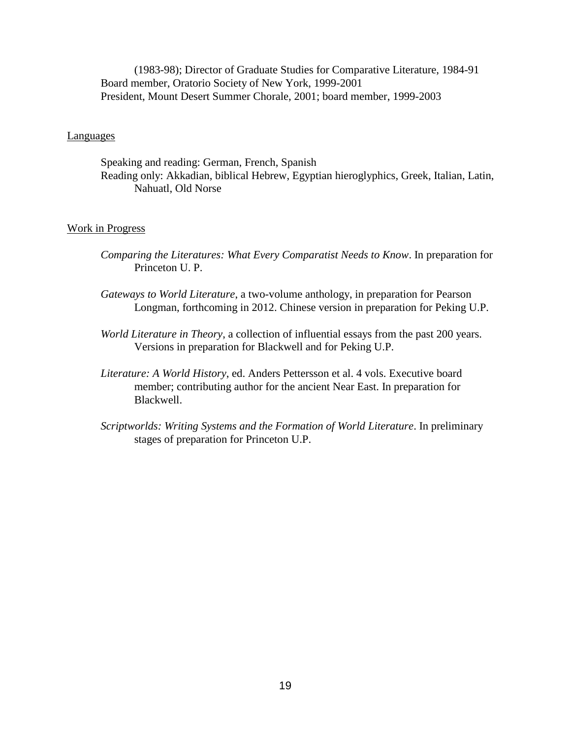(1983-98); Director of Graduate Studies for Comparative Literature, 1984-91

Board member, Oratorio Society of New York, 1999-2001

President, Mount Desert Summer Chorale, 2001; board member, 1999-2003

## Languages

Speaking and reading: German, French, Spanish

Reading only: Akkadian, biblical Hebrew, Egyptian hieroglyphics, Greek, Italian, Latin, Nahuatl, Old Norse

## Work in Progress

*Comparing the Literatures: What Every Comparatist Needs to Know*. In preparation for Princeton U. P.

*Gateways to World Literature*, a two-volume anthology, in preparation for Pearson Longman, forthcoming in 2012. Chinese version in preparation for Peking U.P.

*World Literature in Theory*, a collection of influential essays from the past 200 years. Versions in preparation for Blackwell and for Peking U.P.

*Literature: A World History*, ed. Anders Pettersson et al. 4 vols. Executive board member; contributing author for the ancient Near East. In preparation for Blackwell.

*Scriptworlds: Writing Systems and the Formation of World Literature*. In preliminary stages of preparation for Princeton U.P.